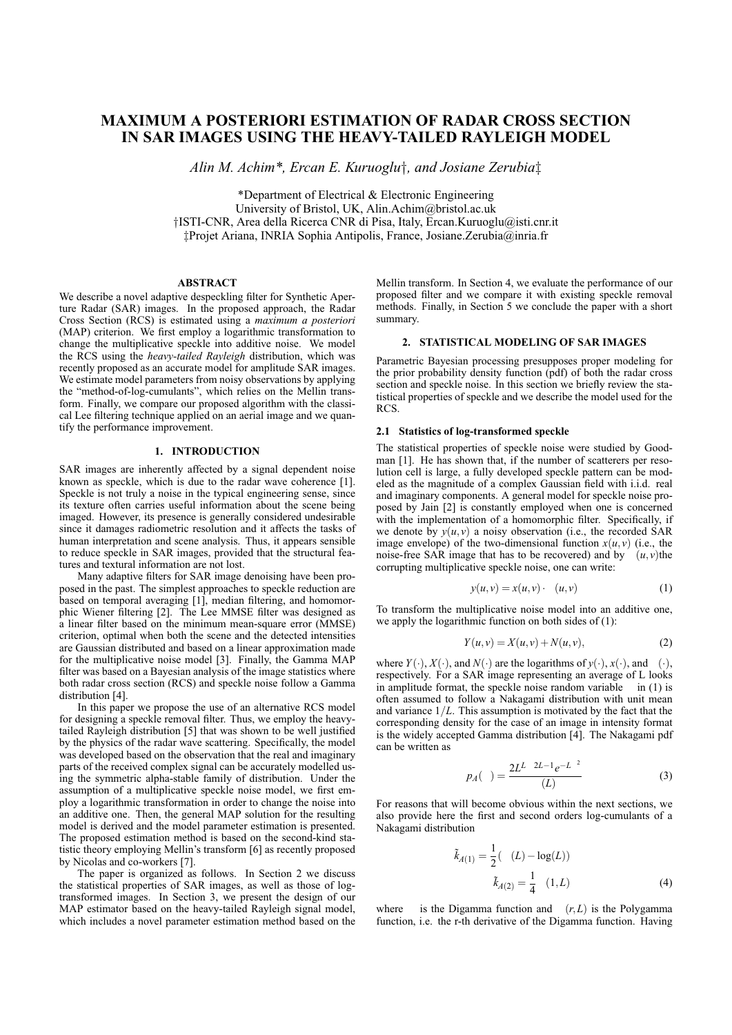# MAXIMUM A POSTERIORI ESTIMATION OF RADAR CROSS SECTION IN SAR IMAGES USING THE HEAVY-TAILED RAYLEIGH MODEL

*Alin M. Achim\*, Ercan E. Kuruoglu†, and Josiane Zerubia‡*

\*Department of Electrical & Electronic Engineering
University of Bristol, UK, Alin.Achim@bristol.ac.uk
†ISTI-CNR, Area della Ricerca CNR di Pisa, Italy, Ercan.Kuruoglu@isti.cnr.it
‡Projet Ariana, INRIA Sophia Antipolis, France, Josiane.Zerubia@inria.fr

## ABSTRACT

We describe a novel adaptive despeckling filter for Synthetic Aperture Radar (SAR) images. In the proposed approach, the Radar Cross Section (RCS) is estimated using a *maximum a posteriori* (MAP) criterion. We first employ a logarithmic transformation to change the multiplicative speckle into additive noise. We model the RCS using the *heavy-tailed Rayleigh* distribution, which was recently proposed as an accurate model for amplitude SAR images. We estimate model parameters from noisy observations by applying the "method-of-log-cumulants", which relies on the Mellin transform. Finally, we compare our proposed algorithm with the classical Lee filtering technique applied on an aerial image and we quantify the performance improvement.

## 1. INTRODUCTION

SAR images are inherently affected by a signal dependent noise known as speckle, which is due to the radar wave coherence [1]. Speckle is not truly a noise in the typical engineering sense, since its texture often carries useful information about the scene being imaged. However, its presence is generally considered undesirable since it damages radiometric resolution and it affects the tasks of human interpretation and scene analysis. Thus, it appears sensible to reduce speckle in SAR images, provided that the structural features and textural information are not lost.

Many adaptive filters for SAR image denoising have been proposed in the past. The simplest approaches to speckle reduction are based on temporal averaging [1], median filtering, and homomorphic Wiener filtering [2]. The Lee MMSE filter was designed as a linear filter based on the minimum mean-square error (MMSE) criterion, optimal when both the scene and the detected intensities are Gaussian distributed and based on a linear approximation made for the multiplicative noise model [3]. Finally, the Gamma MAP filter was based on a Bayesian analysis of the image statistics where both radar cross section (RCS) and speckle noise follow a Gamma distribution [4].

In this paper we propose the use of an alternative RCS model for designing a speckle removal filter. Thus, we employ the heavy-tailed Rayleigh distribution [5] that was shown to be well justified by the physics of the radar wave scattering. Specifically, the model was developed based on the observation that the real and imaginary parts of the received complex signal can be accurately modelled using the symmetric alpha-stable family of distribution. Under the assumption of a multiplicative speckle noise model, we first employ a logarithmic transformation in order to change the noise into an additive one. Then, the general MAP solution for the resulting model is derived and the model parameter estimation is presented. The proposed estimation method is based on the second-kind statistic theory employing Mellin's transform [6] as recently proposed by Nicolas and co-workers [7].

The paper is organized as follows. In Section 2 we discuss the statistical properties of SAR images, as well as those of log-transformed images. In Section 3, we present the design of our MAP estimator based on the heavy-tailed Rayleigh signal model, which includes a novel parameter estimation method based on the Mellin transform. In Section 4, we evaluate the performance of our proposed filter and we compare it with existing speckle removal methods. Finally, in Section 5 we conclude the paper with a short summary.

## 2. STATISTICAL MODELING OF SAR IMAGES

Parametric Bayesian processing presupposes proper modeling for the prior probability density function (pdf) of both the radar cross section and speckle noise. In this section we briefly review the statistical properties of speckle and we describe the model used for the RCS.

### 2.1 Statistics of log-transformed speckle

The statistical properties of speckle noise were studied by Goodman [1]. He has shown that, if the number of scatterers per resolution cell is large, a fully developed speckle pattern can be modeled as the magnitude of a complex Gaussian field with i.i.d. real and imaginary components. A general model for speckle noise proposed by Jain [2] is constantly employed when one is concerned with the implementation of a homomorphic filter. Specifically, if we denote by $y(u,v)$ a noisy observation (i.e., the recorded SAR image envelope) of the two-dimensional function $x(u,v)$ (i.e., the noise-free SAR image that has to be recovered) and by $\varepsilon(u,v)$ the corrupting multiplicative speckle noise, one can write:

$$y(u,v) = x(u,v) \cdot \varepsilon(u,v) \tag{1}$$

To transform the multiplicative noise model into an additive one, we apply the logarithmic function on both sides of (1):

$$Y(u,v) = X(u,v) + N(u,v), \tag{2}$$

where $Y(\cdot)$, $X(\cdot)$, and $N(\cdot)$ are the logarithms of $y(\cdot)$, $x(\cdot)$, and $\varepsilon(\cdot)$, respectively. For a SAR image representing an average of L looks in amplitude format, the speckle noise random variable $\varepsilon$ in (1) is often assumed to follow a Nakagami distribution with unit mean and variance $1/L$. This assumption is motivated by the fact that the corresponding density for the case of an image in intensity format is the widely accepted Gamma distribution [4]. The Nakagami pdf can be written as

$$p_A(\varepsilon) = \frac{2L^L \varepsilon^{2L-1} e^{-L\varepsilon^2}}{\Gamma(L)} \tag{3}$$

For reasons that will become obvious within the next sections, we also provide here the first and second orders log-cumulants of a Nakagami distribution

$$\tilde{k}_{A(1)} = \frac{1}{2}\left(\psi(L) - \log(L)\right)$$
$$\tilde{k}_{A(2)} = \frac{1}{4}\Psi(1,L) \tag{4}$$

where $\psi$ is the Digamma function and $\Psi(r,L)$ is the Polygamma function, i.e. the r-th derivative of the Digamma function. Having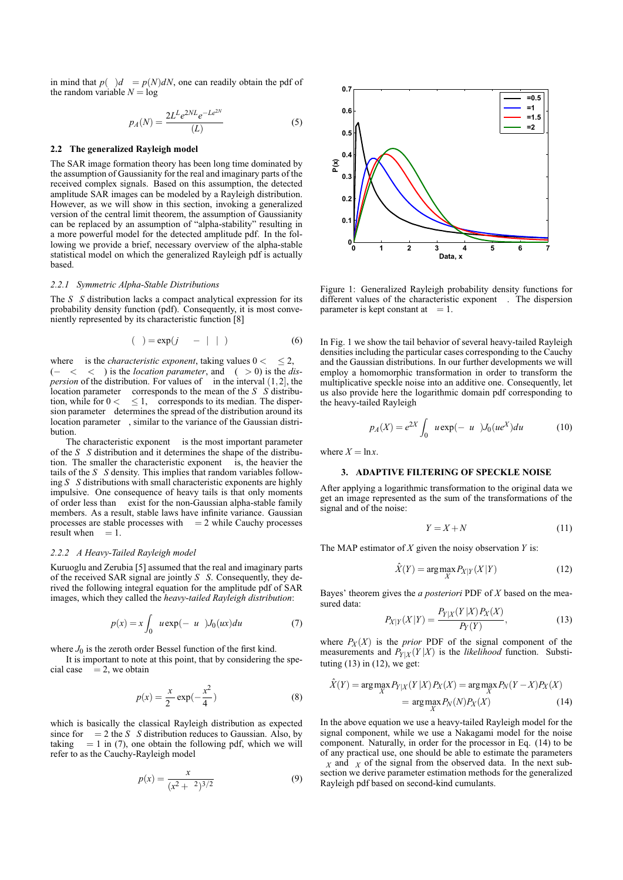in mind that $p(A)dA = p(N)dN$, one can readily obtain the pdf of the random variable $N = \log A$

$$p_A(N) = \frac{2L^L e^{2NL} e^{-Le^{2N}}}{\Gamma(L)} \tag{5}$$

### 2.2 The generalized Rayleigh model

The SAR image formation theory has been long time dominated by the assumption of Gaussianity for the real and imaginary parts of the received complex signals. Based on this assumption, the detected amplitude SAR images can be modeled by a Rayleigh distribution. However, as we will show in this section, invoking a generalized version of the central limit theorem, the assumption of Gaussianity can be replaced by an assumption of "alpha-stability" resulting in a more powerful model for the detected amplitude pdf. In the following we provide a brief, necessary overview of the alpha-stable statistical model on which the generalized Rayleigh pdf is actually based.

#### 2.2.1 Symmetric Alpha-Stable Distributions

The $S\alpha S$ distribution lacks a compact analytical expression for its probability density function (pdf). Consequently, it is most conveniently represented by its characteristic function [8]

$$\phi(\omega) = \exp(j\delta\omega - \gamma|\omega|^\alpha) \tag{6}$$

where $\alpha$ is the *characteristic exponent*, taking values $0 < \alpha \leq 2$, $(-\infty < \delta < \infty)$ is the *location parameter*, and $\gamma$ $(\gamma > 0)$ is the *dispersion* of the distribution. For values of $\alpha$ in the interval $(1, 2]$, the location parameter $\delta$ corresponds to the mean of the $S\alpha S$ distribution, while for $0 < \alpha \leq 1$, $\delta$ corresponds to its median. The dispersion parameter $\gamma$ determines the spread of the distribution around its location parameter $\delta$, similar to the variance of the Gaussian distribution.

The characteristic exponent $\alpha$ is the most important parameter of the $S\alpha S$ distribution and it determines the shape of the distribution. The smaller the characteristic exponent $\alpha$ is, the heavier the tails of the $S\alpha S$ density. This implies that random variables following $S\alpha S$ distributions with small characteristic exponents are highly impulsive. One consequence of heavy tails is that only moments of order less than $\alpha$ exist for the non-Gaussian alpha-stable family members. As a result, stable laws have infinite variance. Gaussian processes are stable processes with $\alpha = 2$ while Cauchy processes result when $\alpha = 1$.

#### 2.2.2 A Heavy-Tailed Rayleigh model

Kuruoglu and Zerubia [5] assumed that the real and imaginary parts of the received SAR signal are jointly $S\alpha S$. Consequently, they derived the following integral equation for the amplitude pdf of SAR images, which they called the *heavy-tailed Rayleigh distribution*:

$$p(x) = x \int_0^\infty u \exp(-\gamma u^\alpha) J_0(ux) du \tag{7}$$

where $J_0$ is the zeroth order Bessel function of the first kind.

It is important to note at this point, that by considering the special case $\alpha = 2$, we obtain

$$p(x) = \frac{x}{2\gamma} \exp(-\frac{x^2}{4\gamma}) \tag{8}$$

which is basically the classical Rayleigh distribution as expected since for $\alpha = 2$ the $S\alpha S$ distribution reduces to Gaussian. Also, by taking $\alpha = 1$ in (7), one obtain the following pdf, which we will refer to as the Cauchy-Rayleigh model

$$p(x) = \frac{\gamma x}{(x^2 + \gamma^2)^{3/2}} \tag{9}$$

Figure 1: Generalized Rayleigh probability density functions for different values of the characteristic exponent $\alpha$. The dispersion parameter is kept constant at $\gamma = 1$.

In Fig. 1 we show the tail behavior of several heavy-tailed Rayleigh densities including the particular cases corresponding to the Cauchy and the Gaussian distributions. In our further developments we will employ a homomorphic transformation in order to transform the multiplicative speckle noise into an additive one. Consequently, let us also provide here the logarithmic domain pdf corresponding to the heavy-tailed Rayleigh

$$p_A(X) = e^{2X} \int_0^\infty u \exp(-\gamma u^\alpha) J_0(ue^X) du \tag{10}$$

where $X = \ln x$.

## 3. ADAPTIVE FILTERING OF SPECKLE NOISE

After applying a logarithmic transformation to the original data we get an image represented as the sum of the transformations of the signal and of the noise:

$$Y = X + N \tag{11}$$

The MAP estimator of $X$ given the noisy observation $Y$ is:

$$\hat{X}(Y) = \arg\max_X P_{X|Y}(X|Y) \tag{12}$$

Bayes' theorem gives the *a posteriori* PDF of $X$ based on the measured data:

$$P_{X|Y}(X|Y) = \frac{P_{Y|X}(Y|X)P_X(X)}{P_Y(Y)}, \tag{13}$$

where $P_X(X)$ is the *prior* PDF of the signal component of the measurements and $P_{Y|X}(Y|X)$ is the *likelihood* function. Substituting (13) in (12), we get:

$$\begin{aligned}\hat{X}(Y) &= \arg\max_X P_{Y|X}(Y|X)P_X(X) = \arg\max_X P_N(Y-X)P_X(X) \\ &= \arg\max_X P_N(N)P_X(X)\end{aligned} \tag{14}$$

In the above equation we use a heavy-tailed Rayleigh model for the signal component, while we use a Nakagami model for the noise component. Naturally, in order for the processor in Eq. (14) to be of any practical use, one should be able to estimate the parameters $\alpha_X$ and $\gamma_X$ of the signal from the observed data. In the next subsection we derive parameter estimation methods for the generalized Rayleigh pdf based on second-kind cumulants.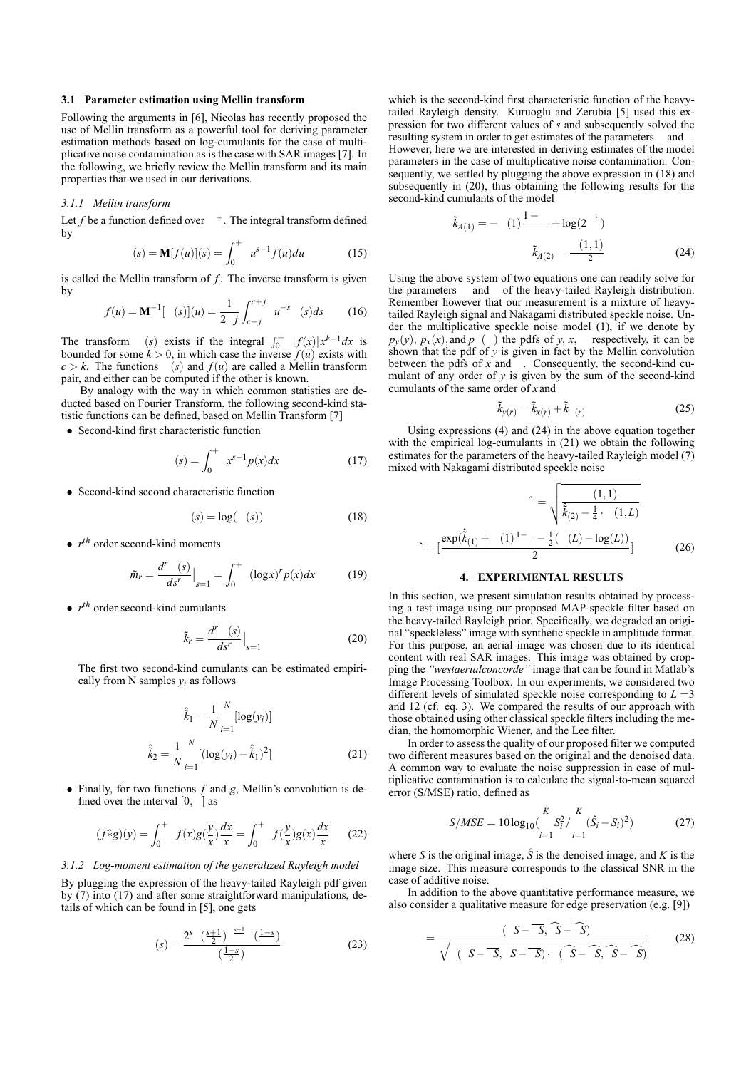### 3.1 Parameter estimation using Mellin transform

Following the arguments in [6], Nicolas has recently proposed the use of Mellin transform as a powerful tool for deriving parameter estimation methods based on log-cumulants for the case of multiplicative noise contamination as is the case with SAR images [7]. In the following, we briefly review the Mellin transform and its main properties that we used in our derivations.

#### *3.1.1 Mellin transform*

Let $f$ be a function defined over $\mathbb{R}^+$. The integral transform defined by

$$\Phi(s) = \mathbf{M}[f(u)](s) = \int_0^{+\infty} u^{s-1} f(u) du \tag{15}$$

is called the Mellin transform of $f$. The inverse transform is given by

$$f(u) = \mathbf{M}^{-1}[\Phi(s)](u) = \frac{1}{2\pi j} \int_{c-j\infty}^{c+j\infty} u^{-s} \Phi(s) ds \tag{16}$$

The transform $\Phi(s)$ exists if the integral $\int_0^{+\infty} |f(x)| x^{k-1} dx$ is bounded for some $k > 0$, in which case the inverse $f(u)$ exists with $c > k$. The functions $\Phi(s)$ and $f(u)$ are called a Mellin transform pair, and either can be computed if the other is known.

By analogy with the way in which common statistics are deducted based on Fourier Transform, the following second-kind statistic functions can be defined, based on Mellin Transform [7]

- Second-kind first characteristic function

$$\Phi(s) = \int_0^{+\infty} x^{s-1} p(x) dx \tag{17}$$

- Second-kind second characteristic function

$$\Psi(s) = \log(\Phi(s)) \tag{18}$$

- $r^{th}$ order second-kind moments

$$\tilde{m}_r = \frac{d^r \Phi(s)}{ds^r}\Big|_{s=1} = \int_0^{+\infty} (\log x)^r p(x) dx \tag{19}$$

- $r^{th}$ order second-kind cumulants

$$\tilde{k}_r = \frac{d^r \Psi(s)}{ds^r}\Big|_{s=1} \tag{20}$$

The first two second-kind cumulants can be estimated empirically from N samples $y_i$ as follows

$$\hat{\tilde{k}}_1 = \frac{1}{N} \sum_{i=1}^{N} [\log(y_i)]$$
$$\hat{\tilde{k}}_2 = \frac{1}{N} \sum_{i=1}^{N} [(\log(y_i) - \hat{\tilde{k}}_1)^2] \tag{21}$$

- Finally, for two functions $f$ and $g$, Mellin's convolution is defined over the interval $[0, \infty]$ as

$$(f \hat{*} g)(y) = \int_0^{+\infty} f(x) g(\frac{y}{x}) \frac{dx}{x} = \int_0^{+\infty} f(\frac{y}{x}) g(x) \frac{dx}{x} \tag{22}$$

#### *3.1.2 Log-moment estimation of the generalized Rayleigh model*

By plugging the expression of the heavy-tailed Rayleigh pdf given by (7) into (17) and after some straightforward manipulations, details of which can be found in [5], one gets

$$\Phi(s) = \frac{2^s \gamma^{\frac{s-1}{\alpha}} \Gamma(\frac{s+1}{2}) \Gamma(\frac{1-s}{\alpha})}{\alpha \Gamma(\frac{1-s}{2})} \tag{23}$$

which is the second-kind first characteristic function of the heavy-tailed Rayleigh density. Kuruoglu and Zerubia [5] used this expression for two different values of $s$ and subsequently solved the resulting system in order to get estimates of the parameters $\alpha$ and $\gamma$. However, here we are interested in deriving estimates of the model parameters in the case of multiplicative noise contamination. Consequently, we settled by plugging the above expression in (18) and subsequently in (20), thus obtaining the following results for the second-kind cumulants of the model

$$\tilde{k}_{A(1)} = -\psi(1)\frac{1-\alpha}{\alpha} + \log(2\gamma^{\frac{1}{\alpha}})$$
$$\tilde{k}_{A(2)} = \frac{\psi(1,1)}{\alpha^2} \tag{24}$$

Using the above system of two equations one can readily solve for the parameters $\alpha$ and $\gamma$ of the heavy-tailed Rayleigh distribution. Remember however that our measurement is a mixture of heavy-tailed Rayleigh signal and Nakagami distributed speckle noise. Under the multiplicative speckle noise model (1), if we denote by $p_y(y)$, $p_x(x)$, and $p_\eta(\eta)$ the pdfs of $y$, $x$, $\eta$ respectively, it can be shown that the pdf of $y$ is given in fact by the Mellin convolution between the pdfs of $x$ and $\eta$. Consequently, the second-kind cumulant of any order of $y$ is given by the sum of the second-kind cumulants of the same order of $x$ and $\eta$

$$\tilde{k}_{y(r)} = \tilde{k}_{x(r)} + \tilde{k}_{\eta(r)} \tag{25}$$

Using expressions (4) and (24) in the above equation together with the empirical log-cumulants in (21) we obtain the following estimates for the parameters of the heavy-tailed Rayleigh model (7) mixed with Nakagami distributed speckle noise

$$\hat{\alpha} = \sqrt{\frac{\psi(1,1)}{\hat{\tilde{k}}_{(2)} - \frac{1}{4}\cdot\psi(1,L)}}$$
$$\hat{\gamma} = [\frac{\exp(\hat{\tilde{k}}_{(1)} + \psi(1)\frac{1-\hat{\alpha}}{\hat{\alpha}} - \frac{1}{2}(\psi(L) - \log(L)))}{2}]^{\hat{\alpha}} \tag{26}$$

## 4. EXPERIMENTAL RESULTS

In this section, we present simulation results obtained by processing a test image using our proposed MAP speckle filter based on the heavy-tailed Rayleigh prior. Specifically, we degraded an original "speckleless" image with synthetic speckle in amplitude format. For this purpose, an aerial image was chosen due to its identical content with real SAR images. This image was obtained by cropping the *"westaerialconcorde"* image that can be found in Matlab's Image Processing Toolbox. In our experiments, we considered two different levels of simulated speckle noise corresponding to $L = 3$ and 12 (cf. eq. 3). We compared the results of our approach with those obtained using other classical speckle filters including the median, the homomorphic Wiener, and the Lee filter.

In order to assess the quality of our proposed filter we computed two different measures based on the original and the denoised data. A common way to evaluate the noise suppression in case of multiplicative contamination is to calculate the signal-to-mean squared error (S/MSE) ratio, defined as

$$S/MSE = 10\log_{10}(\sum_{i=1}^{K} S_i^2 / \sum_{i=1}^{K} (\hat{S}_i - S_i)^2) \tag{27}$$

where $S$ is the original image, $\hat{S}$ is the denoised image, and $K$ is the image size. This measure corresponds to the classical SNR in the case of additive noise.

In addition to the above quantitative performance measure, we also consider a qualitative measure for edge preservation (e.g. [9])

$$\beta = \frac{\Gamma(\Delta S - \overline{\Delta S}, \widehat{\Delta S} - \overline{\widehat{\Delta S}})}{\sqrt{\Gamma(\Delta S - \overline{\Delta S}, \Delta S - \overline{\Delta S}) \cdot \Gamma(\widehat{\Delta S} - \overline{\widehat{\Delta S}}, \widehat{\Delta S} - \overline{\widehat{\Delta S}})}} \tag{28}$$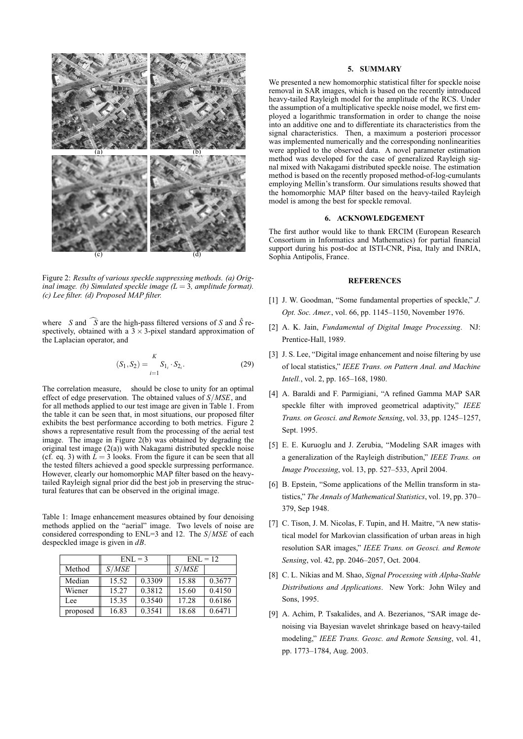Figure 2: *Results of various speckle suppressing methods. (a) Original image. (b) Simulated speckle image ($L = 3$, amplitude format). (c) Lee filter. (d) Proposed MAP filter.*

where $S$ and $\widehat{S}$ are the high-pass filtered versions of $S$ and $\hat{S}$ respectively, obtained with a $3 \times 3$-pixel standard approximation of the Laplacian operator, and

$$(S_1, S_2) = \sum_{i=1}^{K} S_{1_i} \cdot S_{2_i}. \tag{29}$$

The correlation measure, should be close to unity for an optimal effect of edge preservation. The obtained values of $S/MSE$, and for all methods applied to our test image are given in Table 1. From the table it can be seen that, in most situations, our proposed filter exhibits the best performance according to both metrics. Figure 2 shows a representative result from the processing of the aerial test image. The image in Figure 2(b) was obtained by degrading the original test image (2(a)) with Nakagami distributed speckle noise (cf. eq. 3) with $L = 3$ looks. From the figure it can be seen that all the tested filters achieved a good speckle surpressing performance. However, clearly our homomorphic MAP filter based on the heavy-tailed Rayleigh signal prior did the best job in preserving the structural features that can be observed in the original image.

Table 1: Image enhancement measures obtained by four denoising methods applied on the "aerial" image. Two levels of noise are considered corresponding to ENL=3 and 12. The $S/MSE$ of each despeckled image is given in *dB*.

| | ENL = 3 | | ENL = 12 | |
|---|---|---|---|---|
| Method | $S/MSE$ | | $S/MSE$ | |
| Median | 15.52 | 0.3309 | 15.88 | 0.3677 |
| Wiener | 15.27 | 0.3812 | 15.60 | 0.4150 |
| Lee | 15.35 | 0.3540 | 17.28 | 0.6186 |
| proposed | 16.83 | 0.3541 | 18.68 | 0.6471 |

## 5. SUMMARY

We presented a new homomorphic statistical filter for speckle noise removal in SAR images, which is based on the recently introduced heavy-tailed Rayleigh model for the amplitude of the RCS. Under the assumption of a multiplicative speckle noise model, we first employed a logarithmic transformation in order to change the noise into an additive one and to differentiate its characteristics from the signal characteristics. Then, a maximum a posteriori processor was implemented numerically and the corresponding nonlinearities were applied to the observed data. A novel parameter estimation method was developed for the case of generalized Rayleigh signal mixed with Nakagami distributed speckle noise. The estimation method is based on the recently proposed method-of-log-cumulants employing Mellin's transform. Our simulations results showed that the homomorphic MAP filter based on the heavy-tailed Rayleigh model is among the best for speckle removal.

## 6. ACKNOWLEDGEMENT

The first author would like to thank ERCIM (European Research Consortium in Informatics and Mathematics) for partial financial support during his post-doc at ISTI-CNR, Pisa, Italy and INRIA, Sophia Antipolis, France.

## REFERENCES

[1] J. W. Goodman, "Some fundamental properties of speckle," *J. Opt. Soc. Amer.*, vol. 66, pp. 1145–1150, November 1976.

[2] A. K. Jain, *Fundamental of Digital Image Processing*. NJ: Prentice-Hall, 1989.

[3] J. S. Lee, "Digital image enhancement and noise filtering by use of local statistics," *IEEE Trans. on Pattern Anal. and Machine Intell.*, vol. 2, pp. 165–168, 1980.

[4] A. Baraldi and F. Parmigiani, "A refined Gamma MAP SAR speckle filter with improved geometrical adaptivity," *IEEE Trans. on Geosci. and Remote Sensing*, vol. 33, pp. 1245–1257, Sept. 1995.

[5] E. E. Kuruoglu and J. Zerubia, "Modeling SAR images with a generalization of the Rayleigh distribution," *IEEE Trans. on Image Processing*, vol. 13, pp. 527–533, April 2004.

[6] B. Epstein, "Some applications of the Mellin transform in statistics," *The Annals of Mathematical Statistics*, vol. 19, pp. 370–379, Sep 1948.

[7] C. Tison, J. M. Nicolas, F. Tupin, and H. Maitre, "A new statistical model for Markovian classification of urban areas in high resolution SAR images," *IEEE Trans. on Geosci. and Remote Sensing*, vol. 42, pp. 2046–2057, Oct. 2004.

[8] C. L. Nikias and M. Shao, *Signal Processing with Alpha-Stable Distributions and Applications*. New York: John Wiley and Sons, 1995.

[9] A. Achim, P. Tsakalides, and A. Bezerianos, "SAR image denoising via Bayesian wavelet shrinkage based on heavy-tailed modeling," *IEEE Trans. Geosc. and Remote Sensing*, vol. 41, pp. 1773–1784, Aug. 2003.